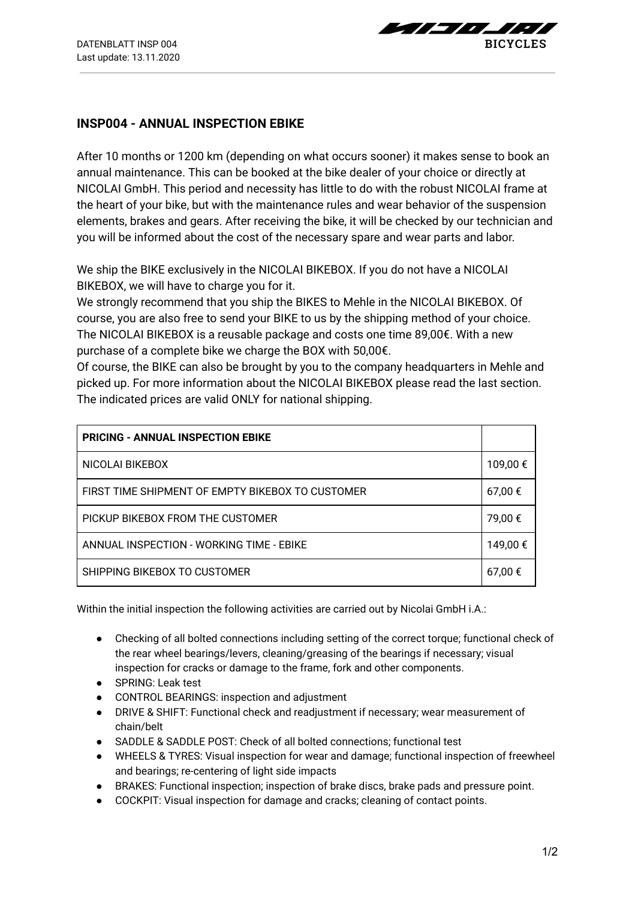## INSP004 - ANNUAL INSPECTION EBIKE

After 10 months or 1200 km (depending on what occurs sooner) it makes sense to book an annual maintenance. This can be booked at the bike dealer of your choice or directly at NICOLAI GmbH. This period and necessity has little to do with the robust NICOLAI frame at the heart of your bike, but with the maintenance rules and wear behavior of the suspension elements, brakes and gears. After receiving the bike, it will be checked by our technician and you will be informed about the cost of the necessary spare and wear parts and labor.

We ship the BIKE exclusively in the NICOLAI BIKEBOX. If you do not have a NICOLAI BIKEBOX, we will have to charge you for it.
We strongly recommend that you ship the BIKES to Mehle in the NICOLAI BIKEBOX. Of course, you are also free to send your BIKE to us by the shipping method of your choice. The NICOLAI BIKEBOX is a reusable package and costs one time 89,00€. With a new purchase of a complete bike we charge the BOX with 50,00€.
Of course, the BIKE can also be brought by you to the company headquarters in Mehle and picked up. For more information about the NICOLAI BIKEBOX please read the last section. The indicated prices are valid ONLY for national shipping.

| PRICING - ANNUAL INSPECTION EBIKE | |
|---|---|
| NICOLAI BIKEBOX | 109,00 € |
| FIRST TIME SHIPMENT OF EMPTY BIKEBOX TO CUSTOMER | 67,00 € |
| PICKUP BIKEBOX FROM THE CUSTOMER | 79,00 € |
| ANNUAL INSPECTION - WORKING TIME - EBIKE | 149,00 € |
| SHIPPING BIKEBOX TO CUSTOMER | 67,00 € |

Within the initial inspection the following activities are carried out by Nicolai GmbH i.A.:

- Checking of all bolted connections including setting of the correct torque; functional check of the rear wheel bearings/levers, cleaning/greasing of the bearings if necessary; visual inspection for cracks or damage to the frame, fork and other components.
- SPRING: Leak test
- CONTROL BEARINGS: inspection and adjustment
- DRIVE & SHIFT: Functional check and readjustment if necessary; wear measurement of chain/belt
- SADDLE & SADDLE POST: Check of all bolted connections; functional test
- WHEELS & TYRES: Visual inspection for wear and damage; functional inspection of freewheel and bearings; re-centering of light side impacts
- BRAKES: Functional inspection; inspection of brake discs, brake pads and pressure point.
- COCKPIT: Visual inspection for damage and cracks; cleaning of contact points.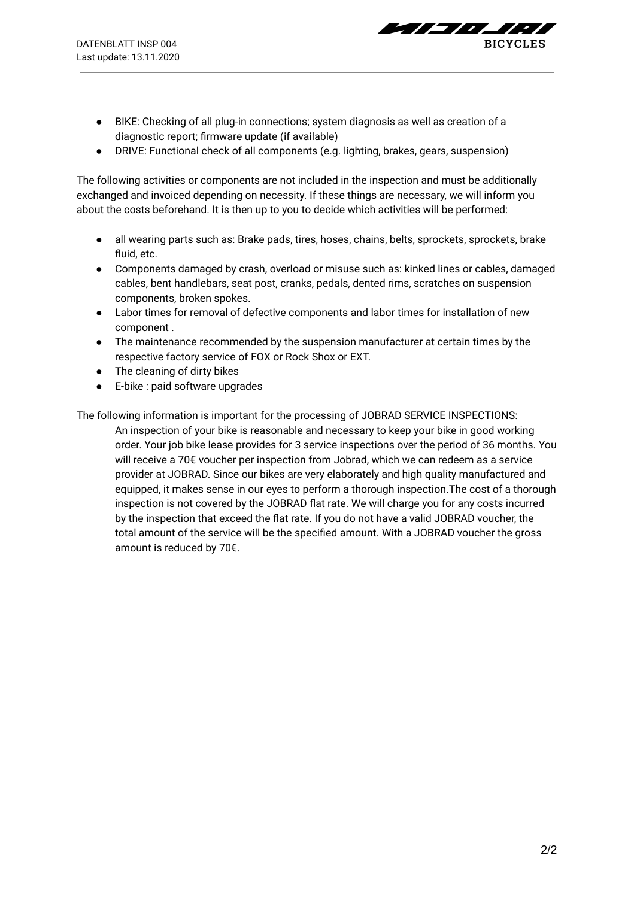- BIKE: Checking of all plug-in connections; system diagnosis as well as creation of a diagnostic report; firmware update (if available)
- DRIVE: Functional check of all components (e.g. lighting, brakes, gears, suspension)

The following activities or components are not included in the inspection and must be additionally exchanged and invoiced depending on necessity. If these things are necessary, we will inform you about the costs beforehand. It is then up to you to decide which activities will be performed:

- all wearing parts such as: Brake pads, tires, hoses, chains, belts, sprockets, sprockets, brake fluid, etc.
- Components damaged by crash, overload or misuse such as: kinked lines or cables, damaged cables, bent handlebars, seat post, cranks, pedals, dented rims, scratches on suspension components, broken spokes.
- Labor times for removal of defective components and labor times for installation of new component .
- The maintenance recommended by the suspension manufacturer at certain times by the respective factory service of FOX or Rock Shox or EXT.
- The cleaning of dirty bikes
- E-bike : paid software upgrades

The following information is important for the processing of JOBRAD SERVICE INSPECTIONS:

An inspection of your bike is reasonable and necessary to keep your bike in good working order. Your job bike lease provides for 3 service inspections over the period of 36 months. You will receive a 70€ voucher per inspection from Jobrad, which we can redeem as a service provider at JOBRAD. Since our bikes are very elaborately and high quality manufactured and equipped, it makes sense in our eyes to perform a thorough inspection.The cost of a thorough inspection is not covered by the JOBRAD flat rate. We will charge you for any costs incurred by the inspection that exceed the flat rate. If you do not have a valid JOBRAD voucher, the total amount of the service will be the specified amount. With a JOBRAD voucher the gross amount is reduced by 70€.